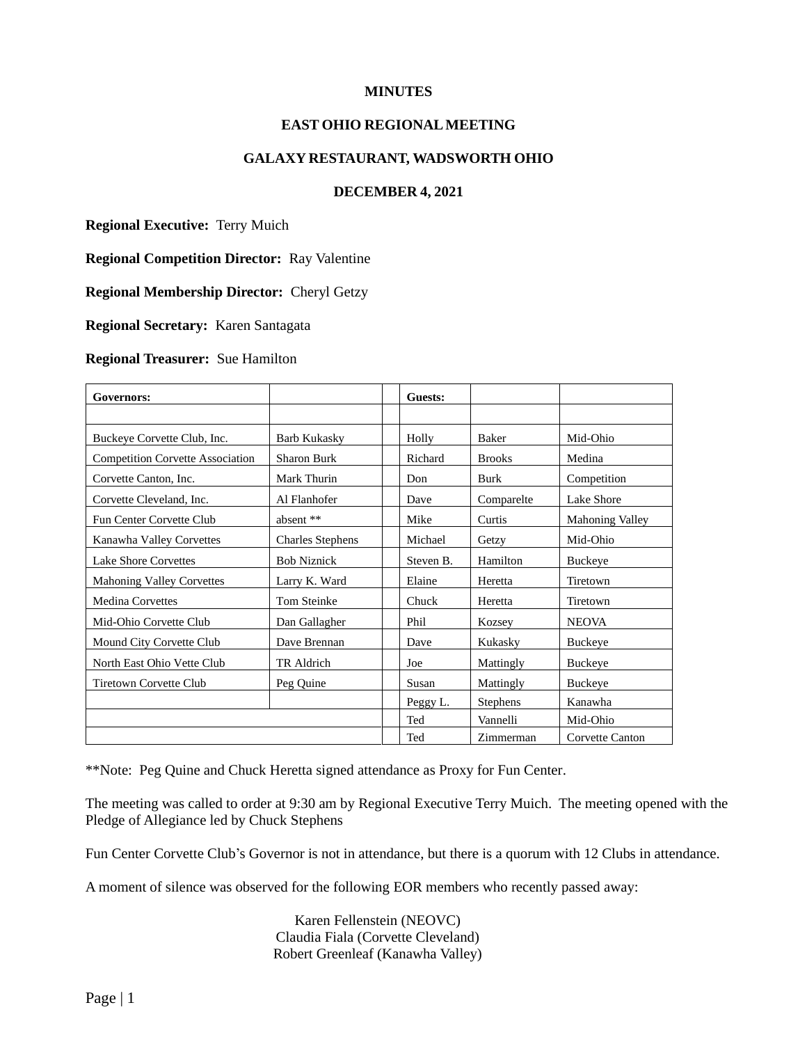**MINUTES**

**EAST OHIO REGIONAL MEETING**

**GALAXY RESTAURANT, WADSWORTH OHIO**

**DECEMBER 4, 2021**

**Regional Executive:** Terry Muich

**Regional Competition Director:** Ray Valentine

**Regional Membership Director:** Cheryl Getzy

**Regional Secretary:** Karen Santagata

**Regional Treasurer:** Sue Hamilton

| **Governors:** | | | **Guests:** | | |
|---|---|---|---|---|---|
| | | | | | |
| Buckeye Corvette Club, Inc. | Barb Kukasky | | Holly | Baker | Mid-Ohio |
| Competition Corvette Association | Sharon Burk | | Richard | Brooks | Medina |
| Corvette Canton, Inc. | Mark Thurin | | Don | Burk | Competition |
| Corvette Cleveland, Inc. | Al Flanhofer | | Dave | Comparelte | Lake Shore |
| Fun Center Corvette Club | absent ** | | Mike | Curtis | Mahoning Valley |
| Kanawha Valley Corvettes | Charles Stephens | | Michael | Getzy | Mid-Ohio |
| Lake Shore Corvettes | Bob Niznick | | Steven B. | Hamilton | Buckeye |
| Mahoning Valley Corvettes | Larry K. Ward | | Elaine | Heretta | Tiretown |
| Medina Corvettes | Tom Steinke | | Chuck | Heretta | Tiretown |
| Mid-Ohio Corvette Club | Dan Gallagher | | Phil | Kozsey | NEOVA |
| Mound City Corvette Club | Dave Brennan | | Dave | Kukasky | Buckeye |
| North East Ohio Vette Club | TR Aldrich | | Joe | Mattingly | Buckeye |
| Tiretown Corvette Club | Peg Quine | | Susan | Mattingly | Buckeye |
| | | | Peggy L. | Stephens | Kanawha |
| | | | Ted | Vannelli | Mid-Ohio |
| | | | Ted | Zimmerman | Corvette Canton |

**Note: Peg Quine and Chuck Heretta signed attendance as Proxy for Fun Center.

The meeting was called to order at 9:30 am by Regional Executive Terry Muich. The meeting opened with the Pledge of Allegiance led by Chuck Stephens

Fun Center Corvette Club's Governor is not in attendance, but there is a quorum with 12 Clubs in attendance.

A moment of silence was observed for the following EOR members who recently passed away:

Karen Fellenstein (NEOVC)
Claudia Fiala (Corvette Cleveland)
Robert Greenleaf (Kanawha Valley)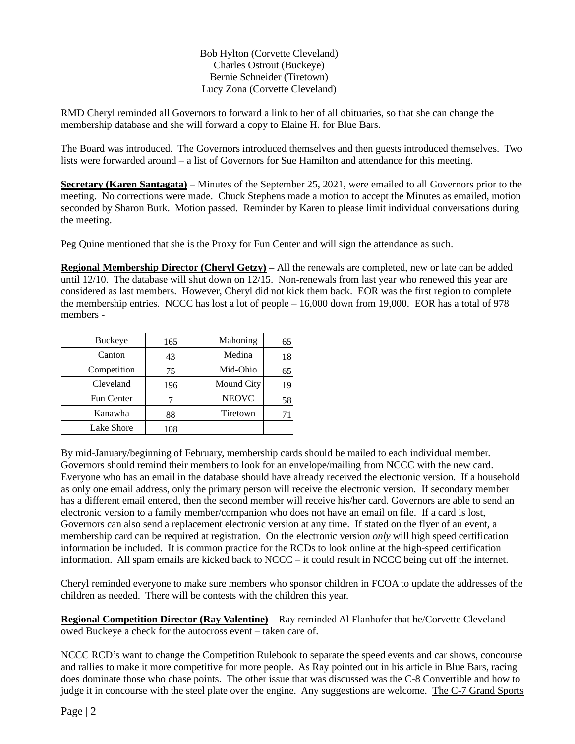Bob Hylton (Corvette Cleveland)
Charles Ostrout (Buckeye)
Bernie Schneider (Tiretown)
Lucy Zona (Corvette Cleveland)

RMD Cheryl reminded all Governors to forward a link to her of all obituaries, so that she can change the membership database and she will forward a copy to Elaine H. for Blue Bars.

The Board was introduced. The Governors introduced themselves and then guests introduced themselves. Two lists were forwarded around – a list of Governors for Sue Hamilton and attendance for this meeting.

**Secretary (Karen Santagata)** – Minutes of the September 25, 2021, were emailed to all Governors prior to the meeting. No corrections were made. Chuck Stephens made a motion to accept the Minutes as emailed, motion seconded by Sharon Burk. Motion passed. Reminder by Karen to please limit individual conversations during the meeting.

Peg Quine mentioned that she is the Proxy for Fun Center and will sign the attendance as such.

**Regional Membership Director (Cheryl Getzy)** – All the renewals are completed, new or late can be added until 12/10. The database will shut down on 12/15. Non-renewals from last year who renewed this year are considered as last members. However, Cheryl did not kick them back. EOR was the first region to complete the membership entries. NCCC has lost a lot of people – 16,000 down from 19,000. EOR has a total of 978 members -

| Buckeye | 165 | | Mahoning | 65 |
|---|---|---|---|---|
| Canton | 43 | | Medina | 18 |
| Competition | 75 | | Mid-Ohio | 65 |
| Cleveland | 196 | | Mound City | 19 |
| Fun Center | 7 | | NEOVC | 58 |
| Kanawha | 88 | | Tiretown | 71 |
| Lake Shore | 108 | | | |

By mid-January/beginning of February, membership cards should be mailed to each individual member. Governors should remind their members to look for an envelope/mailing from NCCC with the new card. Everyone who has an email in the database should have already received the electronic version. If a household as only one email address, only the primary person will receive the electronic version. If secondary member has a different email entered, then the second member will receive his/her card. Governors are able to send an electronic version to a family member/companion who does not have an email on file. If a card is lost, Governors can also send a replacement electronic version at any time. If stated on the flyer of an event, a membership card can be required at registration. On the electronic version *only* will high speed certification information be included. It is common practice for the RCDs to look online at the high-speed certification information. All spam emails are kicked back to NCCC – it could result in NCCC being cut off the internet.

Cheryl reminded everyone to make sure members who sponsor children in FCOA to update the addresses of the children as needed. There will be contests with the children this year.

**Regional Competition Director (Ray Valentine)** – Ray reminded Al Flanhofer that he/Corvette Cleveland owed Buckeye a check for the autocross event – taken care of.

NCCC RCD's want to change the Competition Rulebook to separate the speed events and car shows, concourse and rallies to make it more competitive for more people. As Ray pointed out in his article in Blue Bars, racing does dominate those who chase points. The other issue that was discussed was the C-8 Convertible and how to judge it in concourse with the steel plate over the engine. Any suggestions are welcome. The C-7 Grand Sports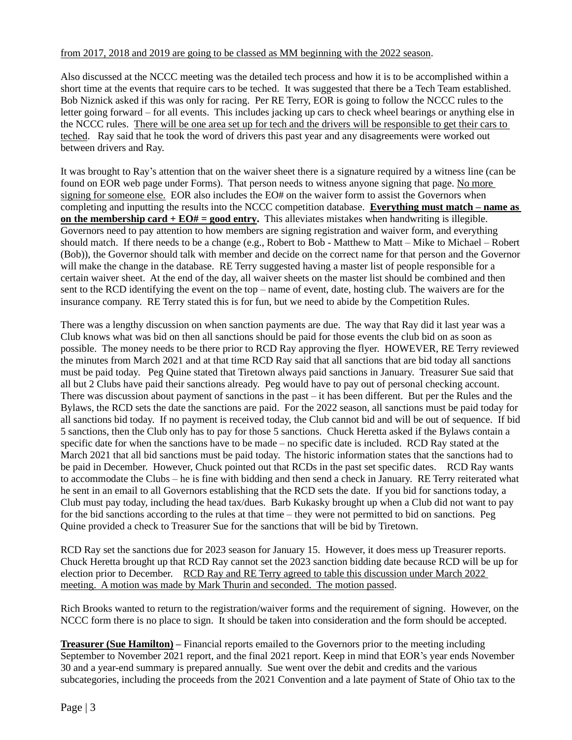from 2017, 2018 and 2019 are going to be classed as MM beginning with the 2022 season.

Also discussed at the NCCC meeting was the detailed tech process and how it is to be accomplished within a short time at the events that require cars to be teched. It was suggested that there be a Tech Team established. Bob Niznick asked if this was only for racing. Per RE Terry, EOR is going to follow the NCCC rules to the letter going forward – for all events. This includes jacking up cars to check wheel bearings or anything else in the NCCC rules. There will be one area set up for tech and the drivers will be responsible to get their cars to teched. Ray said that he took the word of drivers this past year and any disagreements were worked out between drivers and Ray.

It was brought to Ray's attention that on the waiver sheet there is a signature required by a witness line (can be found on EOR web page under Forms). That person needs to witness anyone signing that page. No more signing for someone else. EOR also includes the EO# on the waiver form to assist the Governors when completing and inputting the results into the NCCC competition database. **Everything must match – name as on the membership card + EO# = good entry.** This alleviates mistakes when handwriting is illegible. Governors need to pay attention to how members are signing registration and waiver form, and everything should match. If there needs to be a change (e.g., Robert to Bob - Matthew to Matt – Mike to Michael – Robert (Bob)), the Governor should talk with member and decide on the correct name for that person and the Governor will make the change in the database. RE Terry suggested having a master list of people responsible for a certain waiver sheet. At the end of the day, all waiver sheets on the master list should be combined and then sent to the RCD identifying the event on the top – name of event, date, hosting club. The waivers are for the insurance company. RE Terry stated this is for fun, but we need to abide by the Competition Rules.

There was a lengthy discussion on when sanction payments are due. The way that Ray did it last year was a Club knows what was bid on then all sanctions should be paid for those events the club bid on as soon as possible. The money needs to be there prior to RCD Ray approving the flyer. HOWEVER, RE Terry reviewed the minutes from March 2021 and at that time RCD Ray said that all sanctions that are bid today all sanctions must be paid today. Peg Quine stated that Tiretown always paid sanctions in January. Treasurer Sue said that all but 2 Clubs have paid their sanctions already. Peg would have to pay out of personal checking account. There was discussion about payment of sanctions in the past – it has been different. But per the Rules and the Bylaws, the RCD sets the date the sanctions are paid. For the 2022 season, all sanctions must be paid today for all sanctions bid today. If no payment is received today, the Club cannot bid and will be out of sequence. If bid 5 sanctions, then the Club only has to pay for those 5 sanctions. Chuck Heretta asked if the Bylaws contain a specific date for when the sanctions have to be made – no specific date is included. RCD Ray stated at the March 2021 that all bid sanctions must be paid today. The historic information states that the sanctions had to be paid in December. However, Chuck pointed out that RCDs in the past set specific dates. RCD Ray wants to accommodate the Clubs – he is fine with bidding and then send a check in January. RE Terry reiterated what he sent in an email to all Governors establishing that the RCD sets the date. If you bid for sanctions today, a Club must pay today, including the head tax/dues. Barb Kukasky brought up when a Club did not want to pay for the bid sanctions according to the rules at that time – they were not permitted to bid on sanctions. Peg Quine provided a check to Treasurer Sue for the sanctions that will be bid by Tiretown.

RCD Ray set the sanctions due for 2023 season for January 15. However, it does mess up Treasurer reports. Chuck Heretta brought up that RCD Ray cannot set the 2023 sanction bidding date because RCD will be up for election prior to December. RCD Ray and RE Terry agreed to table this discussion under March 2022 meeting. A motion was made by Mark Thurin and seconded. The motion passed.

Rich Brooks wanted to return to the registration/waiver forms and the requirement of signing. However, on the NCCC form there is no place to sign. It should be taken into consideration and the form should be accepted.

**Treasurer (Sue Hamilton) –** Financial reports emailed to the Governors prior to the meeting including September to November 2021 report, and the final 2021 report. Keep in mind that EOR's year ends November 30 and a year-end summary is prepared annually. Sue went over the debit and credits and the various subcategories, including the proceeds from the 2021 Convention and a late payment of State of Ohio tax to the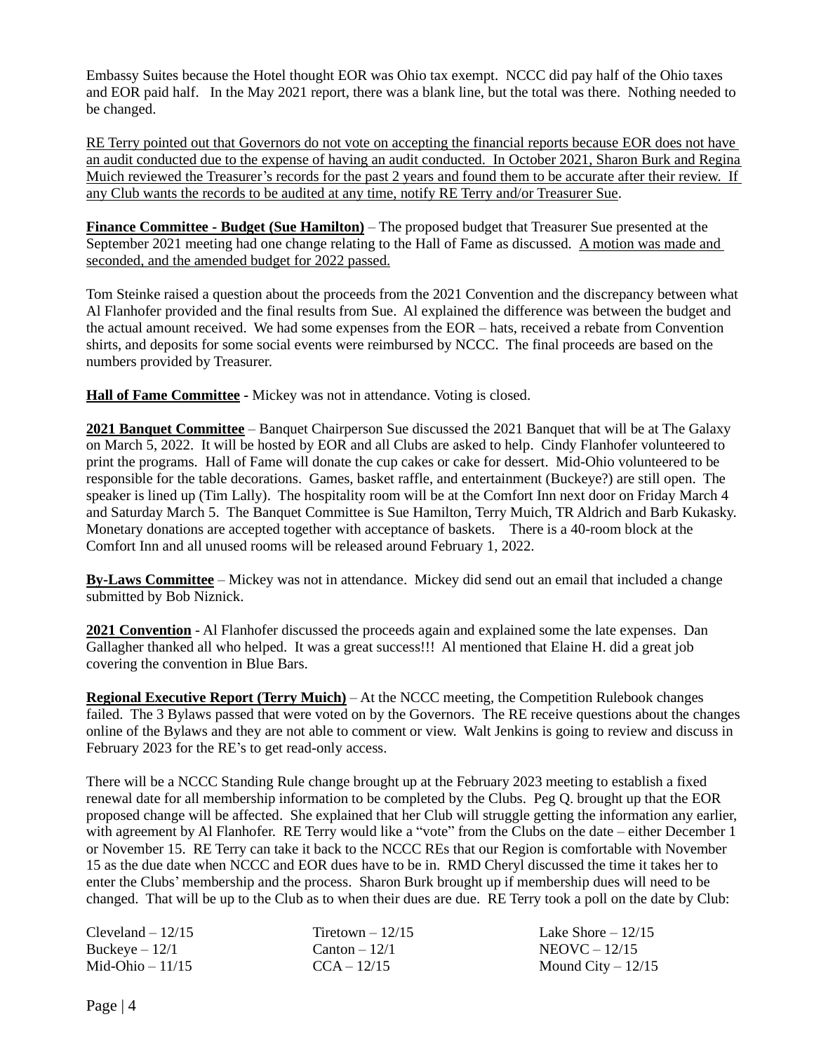Embassy Suites because the Hotel thought EOR was Ohio tax exempt. NCCC did pay half of the Ohio taxes and EOR paid half. In the May 2021 report, there was a blank line, but the total was there. Nothing needed to be changed.

RE Terry pointed out that Governors do not vote on accepting the financial reports because EOR does not have an audit conducted due to the expense of having an audit conducted. In October 2021, Sharon Burk and Regina Muich reviewed the Treasurer's records for the past 2 years and found them to be accurate after their review. If any Club wants the records to be audited at any time, notify RE Terry and/or Treasurer Sue.

**Finance Committee - Budget (Sue Hamilton)** – The proposed budget that Treasurer Sue presented at the September 2021 meeting had one change relating to the Hall of Fame as discussed. A motion was made and seconded, and the amended budget for 2022 passed.

Tom Steinke raised a question about the proceeds from the 2021 Convention and the discrepancy between what Al Flanhofer provided and the final results from Sue. Al explained the difference was between the budget and the actual amount received. We had some expenses from the EOR – hats, received a rebate from Convention shirts, and deposits for some social events were reimbursed by NCCC. The final proceeds are based on the numbers provided by Treasurer.

**Hall of Fame Committee** - Mickey was not in attendance. Voting is closed.

**2021 Banquet Committee** – Banquet Chairperson Sue discussed the 2021 Banquet that will be at The Galaxy on March 5, 2022. It will be hosted by EOR and all Clubs are asked to help. Cindy Flanhofer volunteered to print the programs. Hall of Fame will donate the cup cakes or cake for dessert. Mid-Ohio volunteered to be responsible for the table decorations. Games, basket raffle, and entertainment (Buckeye?) are still open. The speaker is lined up (Tim Lally). The hospitality room will be at the Comfort Inn next door on Friday March 4 and Saturday March 5. The Banquet Committee is Sue Hamilton, Terry Muich, TR Aldrich and Barb Kukasky. Monetary donations are accepted together with acceptance of baskets. There is a 40-room block at the Comfort Inn and all unused rooms will be released around February 1, 2022.

**By-Laws Committee** – Mickey was not in attendance. Mickey did send out an email that included a change submitted by Bob Niznick.

**2021 Convention** - Al Flanhofer discussed the proceeds again and explained some the late expenses. Dan Gallagher thanked all who helped. It was a great success!!! Al mentioned that Elaine H. did a great job covering the convention in Blue Bars.

**Regional Executive Report (Terry Muich)** – At the NCCC meeting, the Competition Rulebook changes failed. The 3 Bylaws passed that were voted on by the Governors. The RE receive questions about the changes online of the Bylaws and they are not able to comment or view. Walt Jenkins is going to review and discuss in February 2023 for the RE's to get read-only access.

There will be a NCCC Standing Rule change brought up at the February 2023 meeting to establish a fixed renewal date for all membership information to be completed by the Clubs. Peg Q. brought up that the EOR proposed change will be affected. She explained that her Club will struggle getting the information any earlier, with agreement by Al Flanhofer. RE Terry would like a "vote" from the Clubs on the date – either December 1 or November 15. RE Terry can take it back to the NCCC REs that our Region is comfortable with November 15 as the due date when NCCC and EOR dues have to be in. RMD Cheryl discussed the time it takes her to enter the Clubs' membership and the process. Sharon Burk brought up if membership dues will need to be changed. That will be up to the Club as to when their dues are due. RE Terry took a poll on the date by Club:

Cleveland – 12/15
Buckeye – 12/1
Mid-Ohio – 11/15
Tiretown – 12/15
Canton – 12/1
CCA – 12/15
Lake Shore – 12/15
NEOVC – 12/15
Mound City – 12/15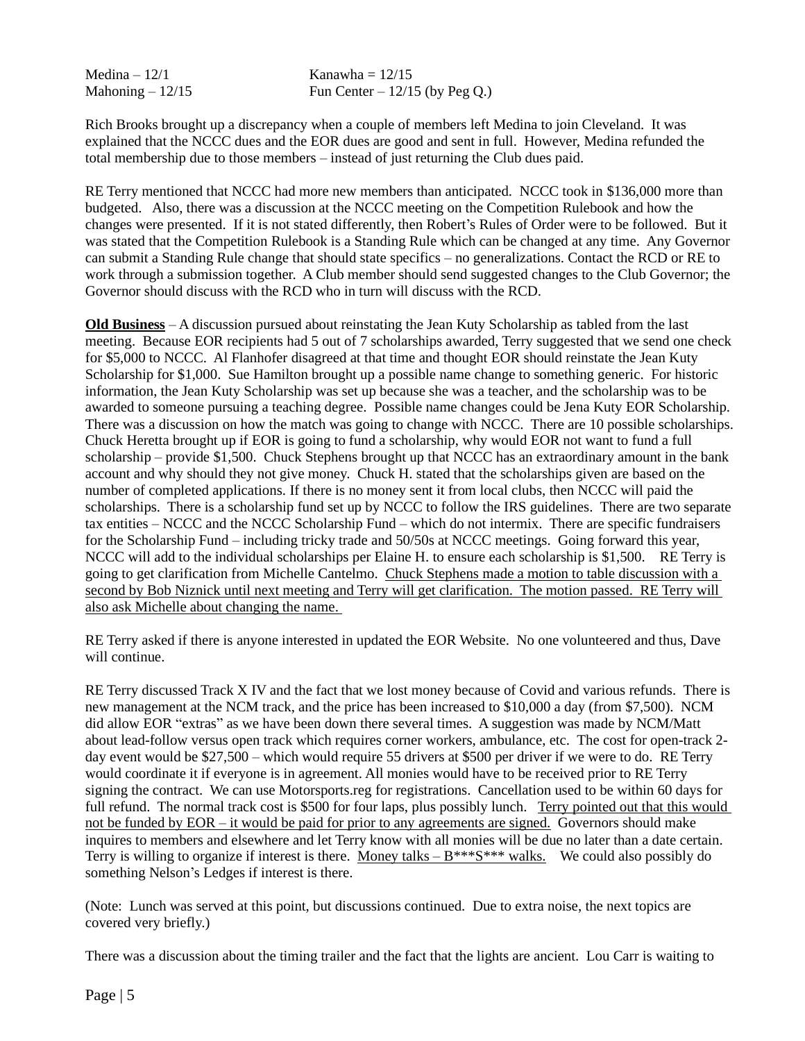| | |
|---|---|
| Medina – 12/1 | Kanawha = 12/15 |
| Mahoning – 12/15 | Fun Center – 12/15 (by Peg Q.) |

Rich Brooks brought up a discrepancy when a couple of members left Medina to join Cleveland. It was explained that the NCCC dues and the EOR dues are good and sent in full. However, Medina refunded the total membership due to those members – instead of just returning the Club dues paid.

RE Terry mentioned that NCCC had more new members than anticipated. NCCC took in $136,000 more than budgeted. Also, there was a discussion at the NCCC meeting on the Competition Rulebook and how the changes were presented. If it is not stated differently, then Robert's Rules of Order were to be followed. But it was stated that the Competition Rulebook is a Standing Rule which can be changed at any time. Any Governor can submit a Standing Rule change that should state specifics – no generalizations. Contact the RCD or RE to work through a submission together. A Club member should send suggested changes to the Club Governor; the Governor should discuss with the RCD who in turn will discuss with the RCD.

**Old Business** – A discussion pursued about reinstating the Jean Kuty Scholarship as tabled from the last meeting. Because EOR recipients had 5 out of 7 scholarships awarded, Terry suggested that we send one check for $5,000 to NCCC. Al Flanhofer disagreed at that time and thought EOR should reinstate the Jean Kuty Scholarship for $1,000. Sue Hamilton brought up a possible name change to something generic. For historic information, the Jean Kuty Scholarship was set up because she was a teacher, and the scholarship was to be awarded to someone pursuing a teaching degree. Possible name changes could be Jena Kuty EOR Scholarship. There was a discussion on how the match was going to change with NCCC. There are 10 possible scholarships. Chuck Heretta brought up if EOR is going to fund a scholarship, why would EOR not want to fund a full scholarship – provide $1,500. Chuck Stephens brought up that NCCC has an extraordinary amount in the bank account and why should they not give money. Chuck H. stated that the scholarships given are based on the number of completed applications. If there is no money sent it from local clubs, then NCCC will paid the scholarships. There is a scholarship fund set up by NCCC to follow the IRS guidelines. There are two separate tax entities – NCCC and the NCCC Scholarship Fund – which do not intermix. There are specific fundraisers for the Scholarship Fund – including tricky trade and 50/50s at NCCC meetings. Going forward this year, NCCC will add to the individual scholarships per Elaine H. to ensure each scholarship is $1,500. RE Terry is going to get clarification from Michelle Cantelmo. <u>Chuck Stephens made a motion to table discussion with a second by Bob Niznick until next meeting and Terry will get clarification. The motion passed. RE Terry will also ask Michelle about changing the name.</u>

RE Terry asked if there is anyone interested in updated the EOR Website. No one volunteered and thus, Dave will continue.

RE Terry discussed Track X IV and the fact that we lost money because of Covid and various refunds. There is new management at the NCM track, and the price has been increased to $10,000 a day (from $7,500). NCM did allow EOR "extras" as we have been down there several times. A suggestion was made by NCM/Matt about lead-follow versus open track which requires corner workers, ambulance, etc. The cost for open-track 2-day event would be $27,500 – which would require 55 drivers at $500 per driver if we were to do. RE Terry would coordinate it if everyone is in agreement. All monies would have to be received prior to RE Terry signing the contract. We can use Motorsports.reg for registrations. Cancellation used to be within 60 days for full refund. The normal track cost is $500 for four laps, plus possibly lunch. <u>Terry pointed out that this would not be funded by EOR – it would be paid for prior to any agreements are signed.</u> Governors should make inquires to members and elsewhere and let Terry know with all monies will be due no later than a date certain. Terry is willing to organize if interest is there. <u>Money talks – B***S*** walks.</u> We could also possibly do something Nelson's Ledges if interest is there.

(Note: Lunch was served at this point, but discussions continued. Due to extra noise, the next topics are covered very briefly.)

There was a discussion about the timing trailer and the fact that the lights are ancient. Lou Carr is waiting to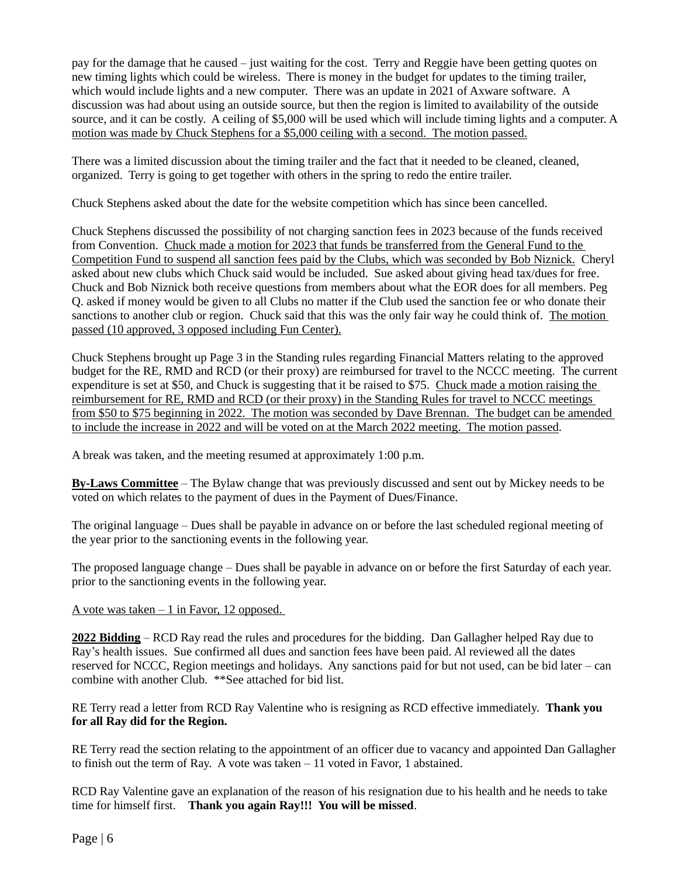pay for the damage that he caused – just waiting for the cost. Terry and Reggie have been getting quotes on new timing lights which could be wireless. There is money in the budget for updates to the timing trailer, which would include lights and a new computer. There was an update in 2021 of Axware software. A discussion was had about using an outside source, but then the region is limited to availability of the outside source, and it can be costly. A ceiling of $5,000 will be used which will include timing lights and a computer. A <u>motion was made by Chuck Stephens for a $5,000 ceiling with a second. The motion passed.</u>

There was a limited discussion about the timing trailer and the fact that it needed to be cleaned, cleaned, organized. Terry is going to get together with others in the spring to redo the entire trailer.

Chuck Stephens asked about the date for the website competition which has since been cancelled.

Chuck Stephens discussed the possibility of not charging sanction fees in 2023 because of the funds received from Convention. <u>Chuck made a motion for 2023 that funds be transferred from the General Fund to the Competition Fund to suspend all sanction fees paid by the Clubs, which was seconded by Bob Niznick.</u> Cheryl asked about new clubs which Chuck said would be included. Sue asked about giving head tax/dues for free. Chuck and Bob Niznick both receive questions from members about what the EOR does for all members. Peg Q. asked if money would be given to all Clubs no matter if the Club used the sanction fee or who donate their sanctions to another club or region. Chuck said that this was the only fair way he could think of. <u>The motion passed (10 approved, 3 opposed including Fun Center).</u>

Chuck Stephens brought up Page 3 in the Standing rules regarding Financial Matters relating to the approved budget for the RE, RMD and RCD (or their proxy) are reimbursed for travel to the NCCC meeting. The current expenditure is set at $50, and Chuck is suggesting that it be raised to $75. <u>Chuck made a motion raising the reimbursement for RE, RMD and RCD (or their proxy) in the Standing Rules for travel to NCCC meetings from $50 to $75 beginning in 2022. The motion was seconded by Dave Brennan. The budget can be amended to include the increase in 2022 and will be voted on at the March 2022 meeting. The motion passed</u>.

A break was taken, and the meeting resumed at approximately 1:00 p.m.

**<u>By-Laws Committee</u>** – The Bylaw change that was previously discussed and sent out by Mickey needs to be voted on which relates to the payment of dues in the Payment of Dues/Finance.

The original language – Dues shall be payable in advance on or before the last scheduled regional meeting of the year prior to the sanctioning events in the following year.

The proposed language change – Dues shall be payable in advance on or before the first Saturday of each year. prior to the sanctioning events in the following year.

<u>A vote was taken – 1 in Favor, 12 opposed.</u>

**<u>2022 Bidding</u>** – RCD Ray read the rules and procedures for the bidding. Dan Gallagher helped Ray due to Ray's health issues. Sue confirmed all dues and sanction fees have been paid. Al reviewed all the dates reserved for NCCC, Region meetings and holidays. Any sanctions paid for but not used, can be bid later – can combine with another Club. **See attached for bid list.

RE Terry read a letter from RCD Ray Valentine who is resigning as RCD effective immediately. **Thank you for all Ray did for the Region.**

RE Terry read the section relating to the appointment of an officer due to vacancy and appointed Dan Gallagher to finish out the term of Ray. A vote was taken – 11 voted in Favor, 1 abstained.

RCD Ray Valentine gave an explanation of the reason of his resignation due to his health and he needs to take time for himself first. **Thank you again Ray!!! You will be missed**.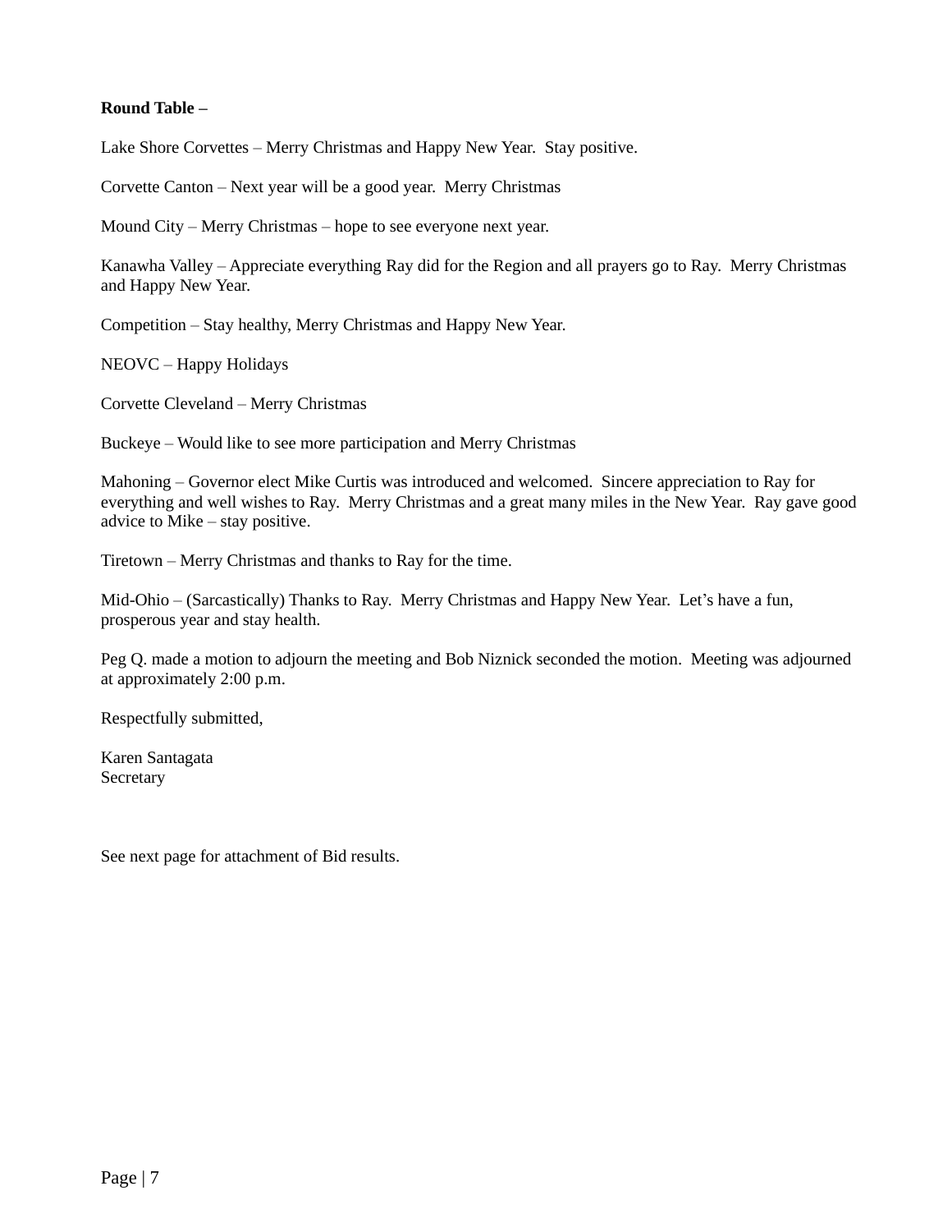**Round Table –**

Lake Shore Corvettes – Merry Christmas and Happy New Year. Stay positive.

Corvette Canton – Next year will be a good year. Merry Christmas

Mound City – Merry Christmas – hope to see everyone next year.

Kanawha Valley – Appreciate everything Ray did for the Region and all prayers go to Ray. Merry Christmas and Happy New Year.

Competition – Stay healthy, Merry Christmas and Happy New Year.

NEOVC – Happy Holidays

Corvette Cleveland – Merry Christmas

Buckeye – Would like to see more participation and Merry Christmas

Mahoning – Governor elect Mike Curtis was introduced and welcomed. Sincere appreciation to Ray for everything and well wishes to Ray. Merry Christmas and a great many miles in the New Year. Ray gave good advice to Mike – stay positive.

Tiretown – Merry Christmas and thanks to Ray for the time.

Mid-Ohio – (Sarcastically) Thanks to Ray. Merry Christmas and Happy New Year. Let's have a fun, prosperous year and stay health.

Peg Q. made a motion to adjourn the meeting and Bob Niznick seconded the motion. Meeting was adjourned at approximately 2:00 p.m.

Respectfully submitted,

Karen Santagata
Secretary

See next page for attachment of Bid results.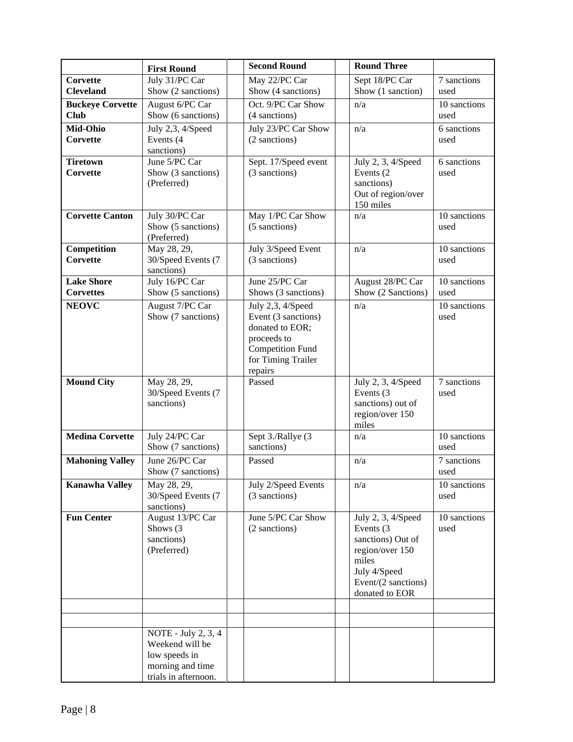| | First Round | | Second Round | | Round Three | |
|---|---|---|---|---|---|---|
| **Corvette Cleveland** | July 31/PC Car Show (2 sanctions) | | May 22/PC Car Show (4 sanctions) | | Sept 18/PC Car Show (1 sanction) | 7 sanctions used |
| **Buckeye Corvette Club** | August 6/PC Car Show (6 sanctions) | | Oct. 9/PC Car Show (4 sanctions) | | n/a | 10 sanctions used |
| **Mid-Ohio Corvette** | July 2,3, 4/Speed Events (4 sanctions) | | July 23/PC Car Show (2 sanctions) | | n/a | 6 sanctions used |
| **Tiretown Corvette** | June 5/PC Car Show (3 sanctions) (Preferred) | | Sept. 17/Speed event (3 sanctions) | | July 2, 3, 4/Speed Events (2 sanctions) Out of region/over 150 miles | 6 sanctions used |
| **Corvette Canton** | July 30/PC Car Show (5 sanctions) (Preferred) | | May 1/PC Car Show (5 sanctions) | | n/a | 10 sanctions used |
| **Competition Corvette** | May 28, 29, 30/Speed Events (7 sanctions) | | July 3/Speed Event (3 sanctions) | | n/a | 10 sanctions used |
| **Lake Shore Corvettes** | July 16/PC Car Show (5 sanctions) | | June 25/PC Car Shows (3 sanctions) | | August 28/PC Car Show (2 Sanctions) | 10 sanctions used |
| **NEOVC** | August 7/PC Car Show (7 sanctions) | | July 2,3, 4/Speed Event (3 sanctions) donated to EOR; proceeds to Competition Fund for Timing Trailer repairs | | n/a | 10 sanctions used |
| **Mound City** | May 28, 29, 30/Speed Events (7 sanctions) | | Passed | | July 2, 3, 4/Speed Events (3 sanctions) out of region/over 150 miles | 7 sanctions used |
| **Medina Corvette** | July 24/PC Car Show (7 sanctions) | | Sept 3./Rallye (3 sanctions) | | n/a | 10 sanctions used |
| **Mahoning Valley** | June 26/PC Car Show (7 sanctions) | | Passed | | n/a | 7 sanctions used |
| **Kanawha Valley** | May 28, 29, 30/Speed Events (7 sanctions) | | July 2/Speed Events (3 sanctions) | | n/a | 10 sanctions used |
| **Fun Center** | August 13/PC Car Shows (3 sanctions) (Preferred) | | June 5/PC Car Show (2 sanctions) | | July 2, 3, 4/Speed Events (3 sanctions) Out of region/over 150 miles July 4/Speed Event/(2 sanctions) donated to EOR | 10 sanctions used |
| | | | | | | |
| | | | | | | |
| | NOTE - July 2, 3, 4 Weekend will be low speeds in morning and time trials in afternoon. | | | | | |